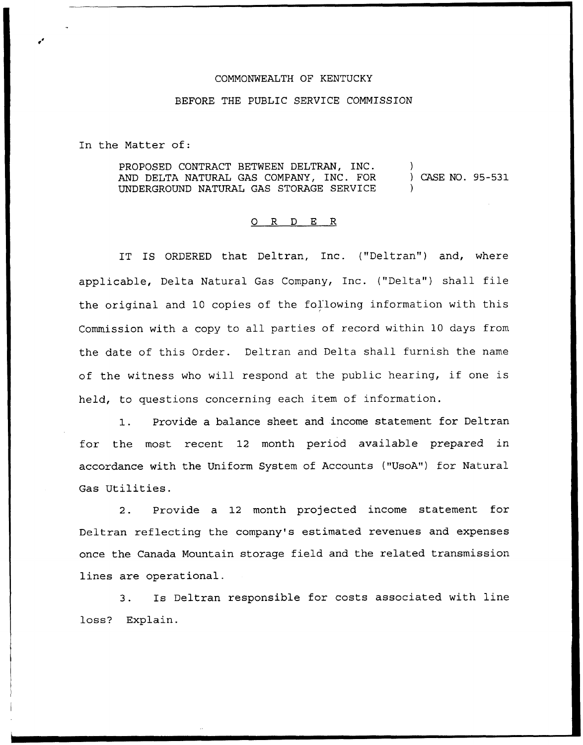COMMONWEALTH OF KENTUCKY

BEFORE THE PUBLIC SERVICE COMMISSION

In the Matter of:

PROPOSED CONTRACT BETWEEN DELTRAN, INC. AND DELTA NATURAL GAS COMPANY, INC. FOR UNDERGROUND NATURAL GAS STORAGE SERVICE ) CASE NO. 95-531

## O R D E R

IT IS ORDERED that Deltran, Inc. ("Deltran") and, where applicable, Delta Natural Gas Company, Inc. ("Delta") shall file the original and 10 copies of the following information with this Commission with a copy to all parties of record within 10 days from the date of this Order. Deltran and Delta shall furnish the name of the witness who will respond at the public hearing, if one is held, to questions concerning each item of information.

1. Provide a balance sheet and income statement for Deltran for the most recent 12 month period available prepared in accordance with the Uniform System of Accounts ("UsoA") for Natural Gas Utilities.

2. Provide a 12 month projected income statement for Deltran reflecting the company's estimated revenues and expenses once the Canada Mountain storage field and the related transmission lines are operational.

3. Is Deltran responsible for costs associated with line loss? Explain.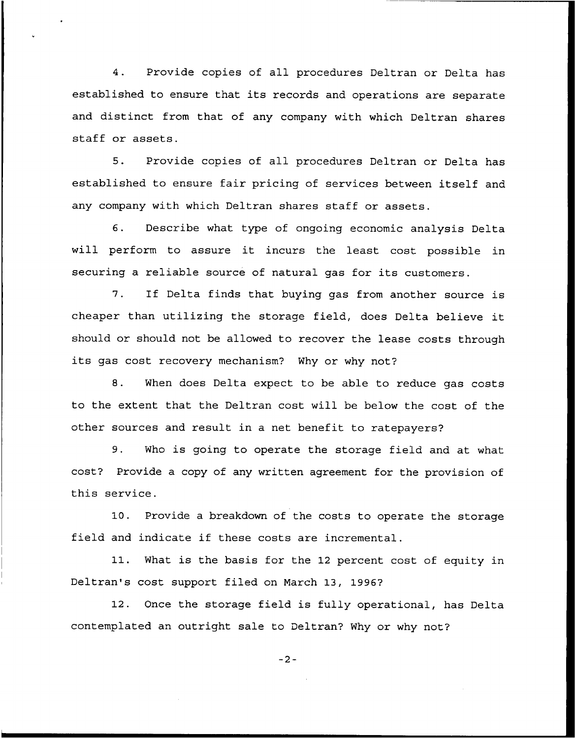4. Provide copies of all procedures Deltran or Delta has established to ensure that its records and operations are separate and distinct from that of any company with which Deltran shares staff or assets.

5. Provide copies of all procedures Deltran or Delta has established to ensure fair pricing of services between itself and any company with which Deltran shares staff or assets.

6. Describe what type of ongoing economic analysis Delta will perform to assure it incurs the least cost possible in securing a reliable source of natural gas for its customers.

7. If Delta finds that buying gas from another source is cheaper than utilizing the storage field, does Delta believe it should or should not be allowed to recover the lease costs through its gas cost recovery mechanism? Why or why not?

8. When does Delta expect to be able to reduce gas costs to the extent that the Deltran cost will be below the cost of the other sources and result in a net benefit to ratepayers?

9. Who is going to operate the storage field and at what cost? Provide a copy of any written agreement for the provision of this service.

10. Provide a breakdown of the costs to operate the storage field and indicate if these costs are incremental.

11. What is the basis for the 12 percent cost of equity in Deltran's cost support filed on March 13, 1996?

12. Once the storage field is fully operational, has Delta contemplated an outright sale to Deltran? Why or why not?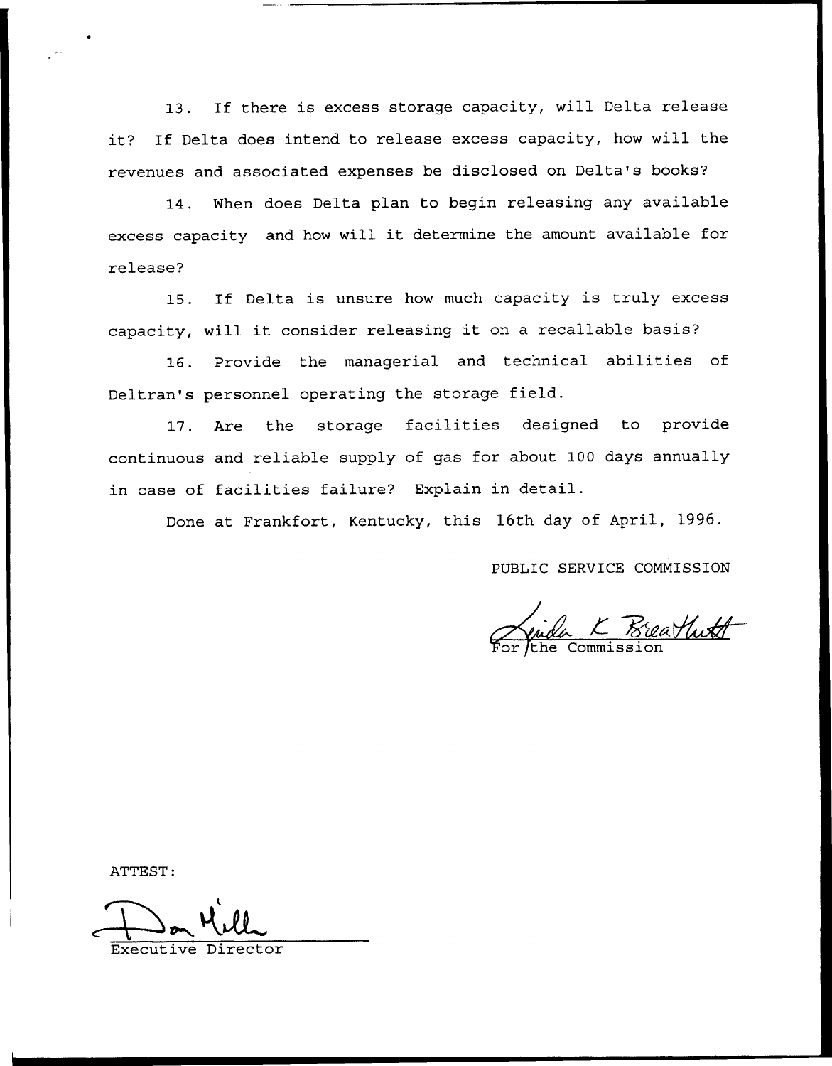13. If there is excess storage capacity, will Delta release it? If Delta does intend to release excess capacity, how will the revenues and associated expenses be disclosed on Delta's books?

14. When does Delta plan to begin releasing any available excess capacity and how will it determine the amount available for release?

15. If Delta is unsure how much capacity is truly excess capacity, will it consider releasing it on a recallable basis?

16. Provide the managerial and technical abilities of Deltran's personnel operating the storage field.

17. Are the storage facilities designed to provide continuous and reliable supply of gas for about 100 days annually in case of facilities failure? Explain in detail.

Done at Frankfort, Kentucky, this 16th day of April, 1996.

PUBLIC SERVICE COMMISSION

Linda K Breathitt
For the Commission

ATTEST:

Don Mills
Executive Director